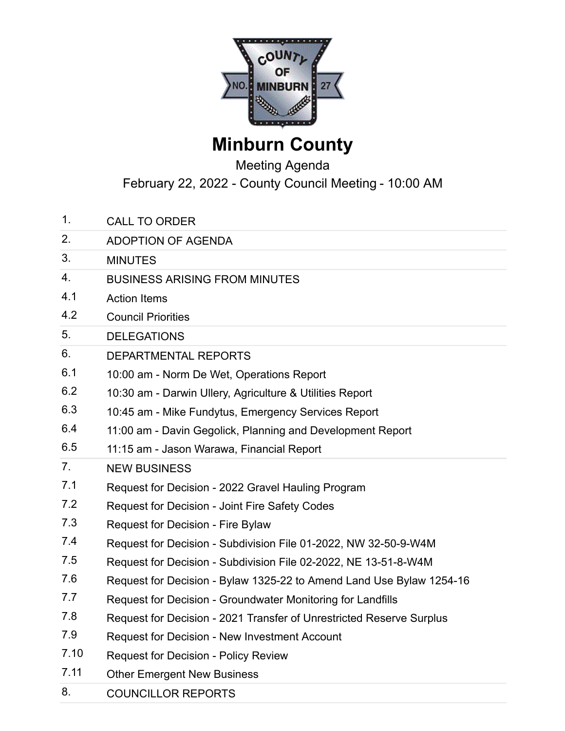# Minburn County

Meeting Agenda

February 22, 2022 - County Council Meeting - 10:00 AM

| | |
|---|---|
| 1. | CALL TO ORDER |
| 2. | ADOPTION OF AGENDA |
| 3. | MINUTES |
| 4. | BUSINESS ARISING FROM MINUTES |
| 4.1 | Action Items |
| 4.2 | Council Priorities |
| 5. | DELEGATIONS |
| 6. | DEPARTMENTAL REPORTS |
| 6.1 | 10:00 am - Norm De Wet, Operations Report |
| 6.2 | 10:30 am - Darwin Ullery, Agriculture & Utilities Report |
| 6.3 | 10:45 am - Mike Fundytus, Emergency Services Report |
| 6.4 | 11:00 am - Davin Gegolick, Planning and Development Report |
| 6.5 | 11:15 am - Jason Warawa, Financial Report |
| 7. | NEW BUSINESS |
| 7.1 | Request for Decision - 2022 Gravel Hauling Program |
| 7.2 | Request for Decision - Joint Fire Safety Codes |
| 7.3 | Request for Decision - Fire Bylaw |
| 7.4 | Request for Decision - Subdivision File 01-2022, NW 32-50-9-W4M |
| 7.5 | Request for Decision - Subdivision File 02-2022, NE 13-51-8-W4M |
| 7.6 | Request for Decision - Bylaw 1325-22 to Amend Land Use Bylaw 1254-16 |
| 7.7 | Request for Decision - Groundwater Monitoring for Landfills |
| 7.8 | Request for Decision - 2021 Transfer of Unrestricted Reserve Surplus |
| 7.9 | Request for Decision - New Investment Account |
| 7.10 | Request for Decision - Policy Review |
| 7.11 | Other Emergent New Business |
| 8. | COUNCILLOR REPORTS |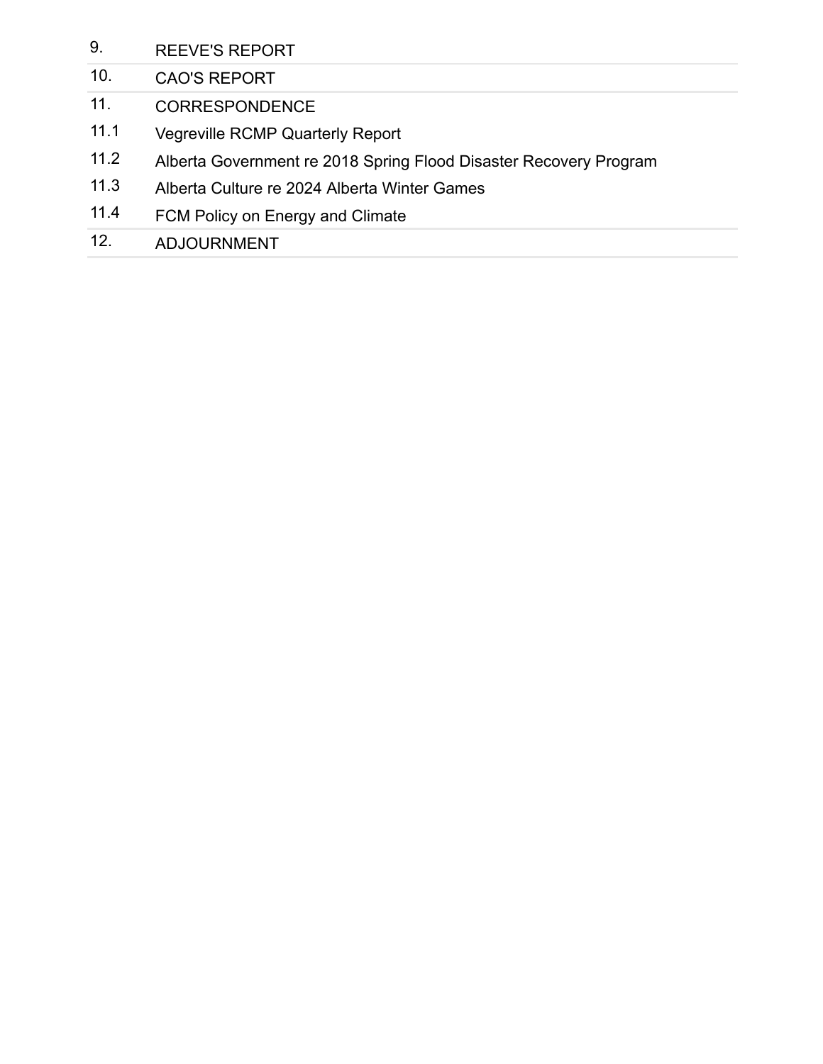| | |
|---|---|
| 9. | REEVE'S REPORT |
| 10. | CAO'S REPORT |
| 11. | CORRESPONDENCE |
| 11.1 | Vegreville RCMP Quarterly Report |
| 11.2 | Alberta Government re 2018 Spring Flood Disaster Recovery Program |
| 11.3 | Alberta Culture re 2024 Alberta Winter Games |
| 11.4 | FCM Policy on Energy and Climate |
| 12. | ADJOURNMENT |